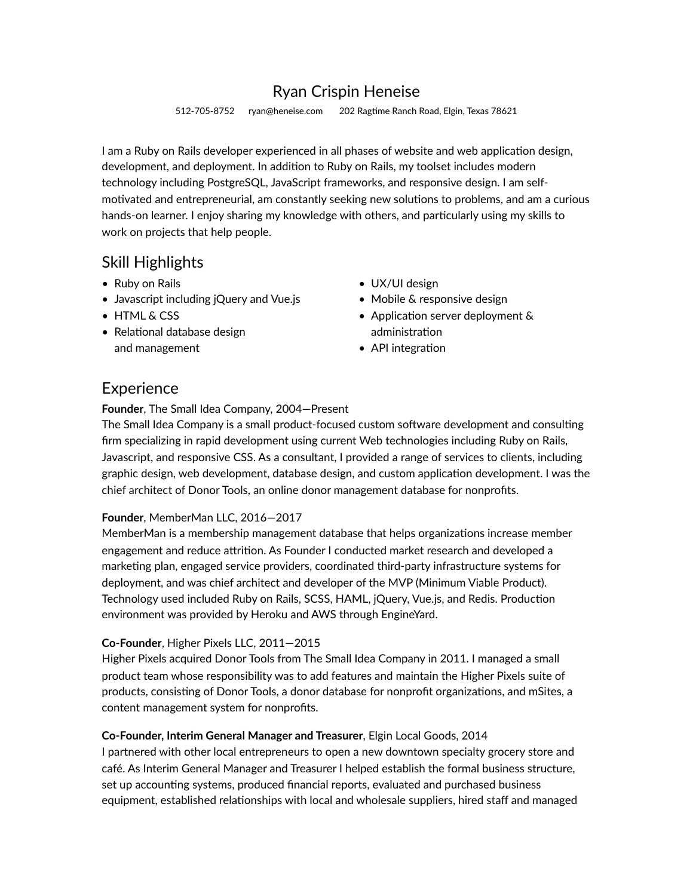# Ryan Crispin Heneise

512-705-8752 ryan@heneise.com 202 Ragtime Ranch Road, Elgin, Texas 78621

I am a Ruby on Rails developer experienced in all phases of website and web application design, development, and deployment. In addition to Ruby on Rails, my toolset includes modern technology including PostgreSQL, JavaScript frameworks, and responsive design. I am self-motivated and entrepreneurial, am constantly seeking new solutions to problems, and am a curious hands-on learner. I enjoy sharing my knowledge with others, and particularly using my skills to work on projects that help people.

## Skill Highlights

- Ruby on Rails
- Javascript including jQuery and Vue.js
- HTML & CSS
- Relational database design and management
- UX/UI design
- Mobile & responsive design
- Application server deployment & administration
- API integration

## Experience

**Founder**, The Small Idea Company, 2004—Present
The Small Idea Company is a small product-focused custom software development and consulting firm specializing in rapid development using current Web technologies including Ruby on Rails, Javascript, and responsive CSS. As a consultant, I provided a range of services to clients, including graphic design, web development, database design, and custom application development. I was the chief architect of Donor Tools, an online donor management database for nonprofits.

**Founder**, MemberMan LLC, 2016—2017
MemberMan is a membership management database that helps organizations increase member engagement and reduce attrition. As Founder I conducted market research and developed a marketing plan, engaged service providers, coordinated third-party infrastructure systems for deployment, and was chief architect and developer of the MVP (Minimum Viable Product). Technology used included Ruby on Rails, SCSS, HAML, jQuery, Vue.js, and Redis. Production environment was provided by Heroku and AWS through EngineYard.

**Co-Founder**, Higher Pixels LLC, 2011—2015
Higher Pixels acquired Donor Tools from The Small Idea Company in 2011. I managed a small product team whose responsibility was to add features and maintain the Higher Pixels suite of products, consisting of Donor Tools, a donor database for nonprofit organizations, and mSites, a content management system for nonprofits.

**Co-Founder, Interim General Manager and Treasurer**, Elgin Local Goods, 2014
I partnered with other local entrepreneurs to open a new downtown specialty grocery store and café. As Interim General Manager and Treasurer I helped establish the formal business structure, set up accounting systems, produced financial reports, evaluated and purchased business equipment, established relationships with local and wholesale suppliers, hired staff and managed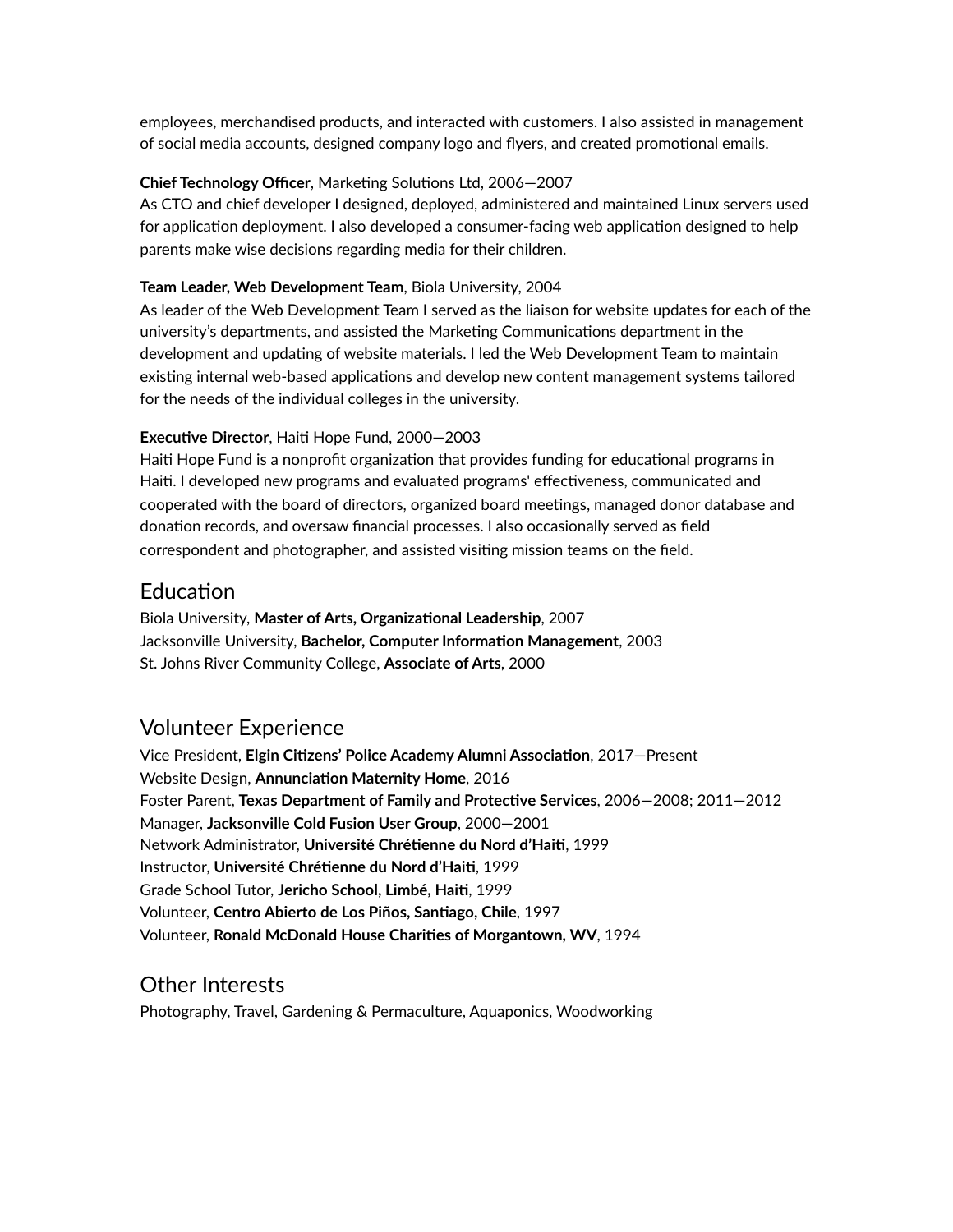employees, merchandised products, and interacted with customers. I also assisted in management of social media accounts, designed company logo and flyers, and created promotional emails.

**Chief Technology Officer**, Marketing Solutions Ltd, 2006—2007
As CTO and chief developer I designed, deployed, administered and maintained Linux servers used for application deployment. I also developed a consumer-facing web application designed to help parents make wise decisions regarding media for their children.

**Team Leader, Web Development Team**, Biola University, 2004
As leader of the Web Development Team I served as the liaison for website updates for each of the university's departments, and assisted the Marketing Communications department in the development and updating of website materials. I led the Web Development Team to maintain existing internal web-based applications and develop new content management systems tailored for the needs of the individual colleges in the university.

**Executive Director**, Haiti Hope Fund, 2000—2003
Haiti Hope Fund is a nonprofit organization that provides funding for educational programs in Haiti. I developed new programs and evaluated programs' effectiveness, communicated and cooperated with the board of directors, organized board meetings, managed donor database and donation records, and oversaw financial processes. I also occasionally served as field correspondent and photographer, and assisted visiting mission teams on the field.

## Education

Biola University, **Master of Arts, Organizational Leadership**, 2007
Jacksonville University, **Bachelor, Computer Information Management**, 2003
St. Johns River Community College, **Associate of Arts**, 2000

## Volunteer Experience

Vice President, **Elgin Citizens' Police Academy Alumni Association**, 2017—Present
Website Design, **Annunciation Maternity Home**, 2016
Foster Parent, **Texas Department of Family and Protective Services**, 2006—2008; 2011—2012
Manager, **Jacksonville Cold Fusion User Group**, 2000—2001
Network Administrator, **Université Chrétienne du Nord d'Haiti**, 1999
Instructor, **Université Chrétienne du Nord d'Haiti**, 1999
Grade School Tutor, **Jericho School, Limbé, Haiti**, 1999
Volunteer, **Centro Abierto de Los Piños, Santiago, Chile**, 1997
Volunteer, **Ronald McDonald House Charities of Morgantown, WV**, 1994

## Other Interests

Photography, Travel, Gardening & Permaculture, Aquaponics, Woodworking